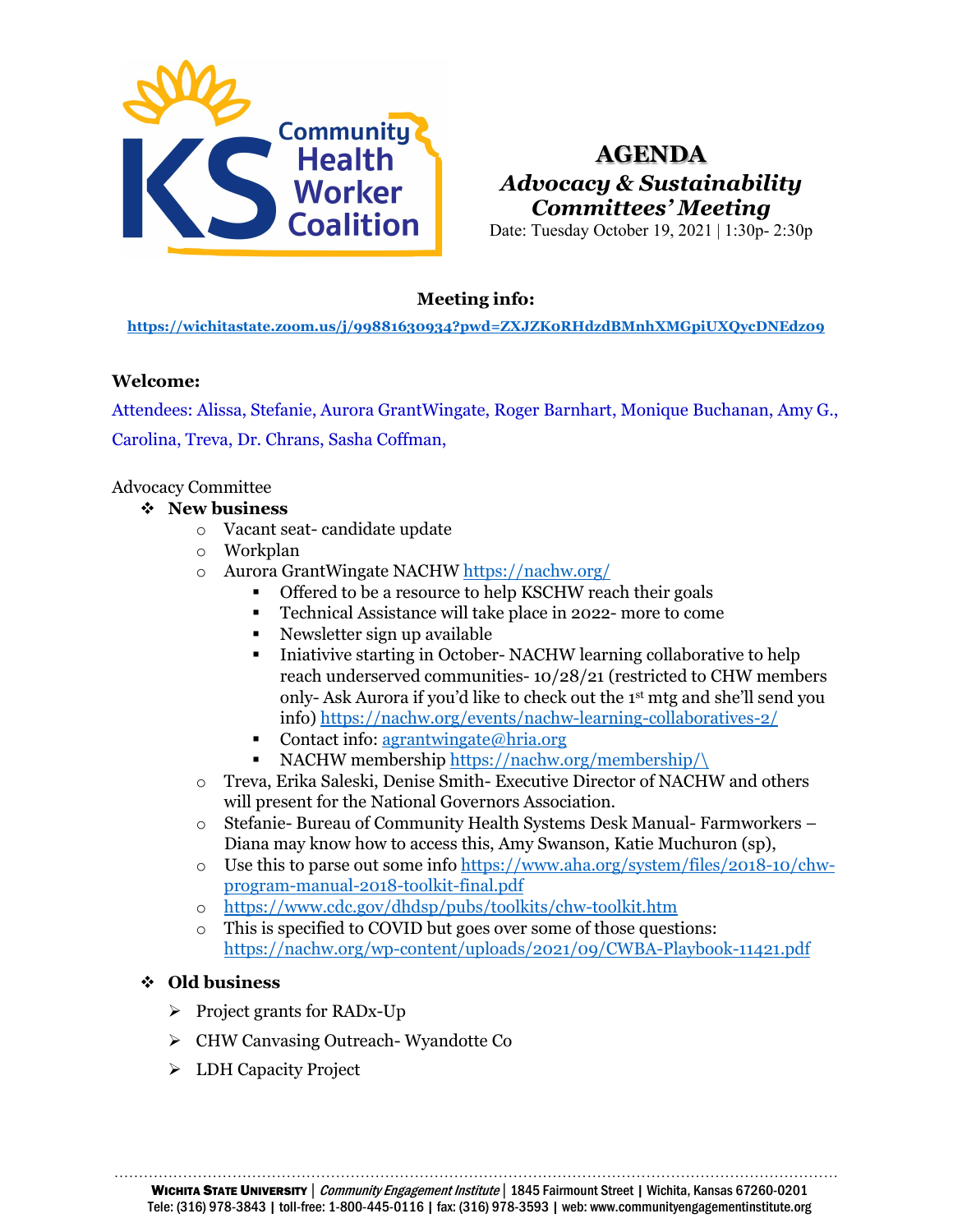# AGENDA

## *Advocacy & Sustainability Committees' Meeting*

Date: Tuesday October 19, 2021 | 1:30p- 2:30p

**Meeting info:**

https://wichitastate.zoom.us/j/99881630934?pwd=ZXJZK0RHdzdBMnhXMGpiUXQycDNEdz09

**Welcome:**

Attendees: Alissa, Stefanie, Aurora GrantWingate, Roger Barnhart, Monique Buchanan, Amy G., Carolina, Treva, Dr. Chrans, Sasha Coffman,

Advocacy Committee

- **New business**
  - Vacant seat- candidate update
  - Workplan
  - Aurora GrantWingate NACHW https://nachw.org/
    - Offered to be a resource to help KSCHW reach their goals
    - Technical Assistance will take place in 2022- more to come
    - Newsletter sign up available
    - Iniativive starting in October- NACHW learning collaborative to help reach underserved communities- 10/28/21 (restricted to CHW members only- Ask Aurora if you'd like to check out the 1st mtg and she'll send you info) https://nachw.org/events/nachw-learning-collaboratives-2/
    - Contact info: agrantwingate@hria.org
    - NACHW membership https://nachw.org/membership/\
  - Treva, Erika Saleski, Denise Smith- Executive Director of NACHW and others will present for the National Governors Association.
  - Stefanie- Bureau of Community Health Systems Desk Manual- Farmworkers – Diana may know how to access this, Amy Swanson, Katie Muchuron (sp),
  - Use this to parse out some info https://www.aha.org/system/files/2018-10/chw-program-manual-2018-toolkit-final.pdf
  - https://www.cdc.gov/dhdsp/pubs/toolkits/chw-toolkit.htm
  - This is specified to COVID but goes over some of those questions: https://nachw.org/wp-content/uploads/2021/09/CWBA-Playbook-11421.pdf

- **Old business**
  - Project grants for RADx-Up
  - CHW Canvasing Outreach- Wyandotte Co
  - LDH Capacity Project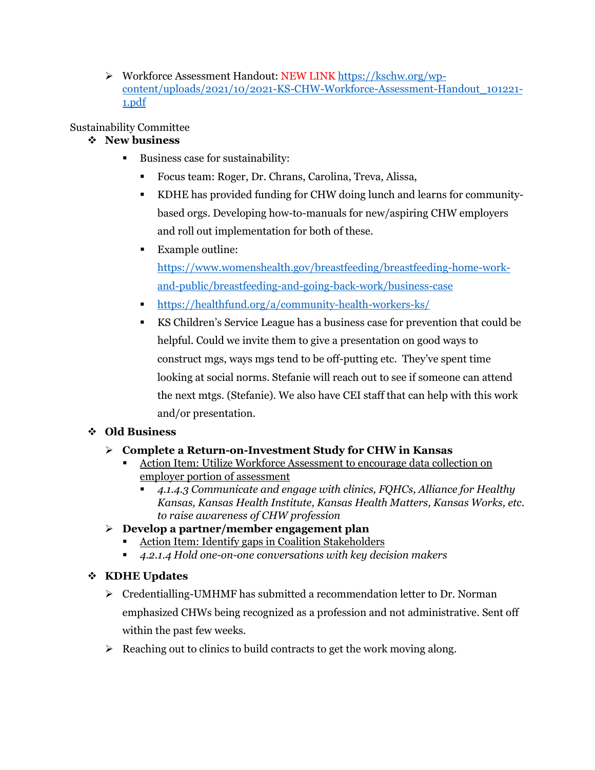- Workforce Assessment Handout: NEW LINK https://kschw.org/wp-content/uploads/2021/10/2021-KS-CHW-Workforce-Assessment-Handout_101221-1.pdf

Sustainability Committee

- **New business**
  - Business case for sustainability:
    - Focus team: Roger, Dr. Chrans, Carolina, Treva, Alissa,
    - KDHE has provided funding for CHW doing lunch and learns for community-based orgs. Developing how-to-manuals for new/aspiring CHW employers and roll out implementation for both of these.
    - Example outline: https://www.womenshealth.gov/breastfeeding/breastfeeding-home-work-and-public/breastfeeding-and-going-back-work/business-case
    - https://healthfund.org/a/community-health-workers-ks/
    - KS Children's Service League has a business case for prevention that could be helpful. Could we invite them to give a presentation on good ways to construct mgs, ways mgs tend to be off-putting etc. They've spent time looking at social norms. Stefanie will reach out to see if someone can attend the next mtgs. (Stefanie). We also have CEI staff that can help with this work and/or presentation.
- **Old Business**
  - **Complete a Return-on-Investment Study for CHW in Kansas**
    - Action Item: Utilize Workforce Assessment to encourage data collection on employer portion of assessment
      - *4.1.4.3 Communicate and engage with clinics, FQHCs, Alliance for Healthy Kansas, Kansas Health Institute, Kansas Health Matters, Kansas Works, etc. to raise awareness of CHW profession*
  - **Develop a partner/member engagement plan**
    - Action Item: Identify gaps in Coalition Stakeholders
    - *4.2.1.4 Hold one-on-one conversations with key decision makers*
- **KDHE Updates**
  - Credentialling-UMHMF has submitted a recommendation letter to Dr. Norman emphasized CHWs being recognized as a profession and not administrative. Sent off within the past few weeks.
  - Reaching out to clinics to build contracts to get the work moving along.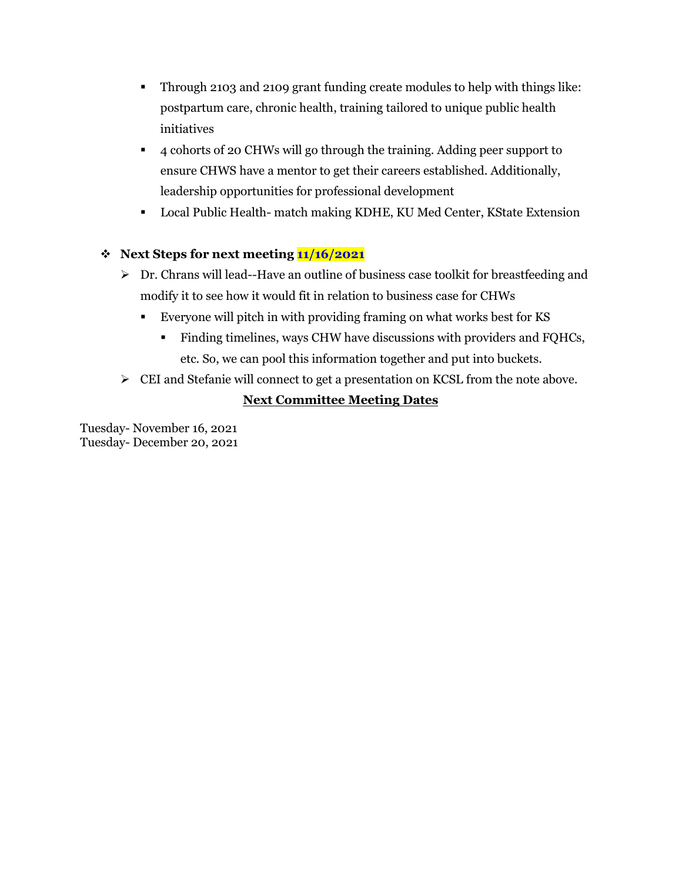- Through 2103 and 2109 grant funding create modules to help with things like: postpartum care, chronic health, training tailored to unique public health initiatives
    - 4 cohorts of 20 CHWs will go through the training. Adding peer support to ensure CHWS have a mentor to get their careers established. Additionally, leadership opportunities for professional development
    - Local Public Health- match making KDHE, KU Med Center, KState Extension

- **Next Steps for next meeting 11/16/2021**
  - Dr. Chrans will lead--Have an outline of business case toolkit for breastfeeding and modify it to see how it would fit in relation to business case for CHWs
    - Everyone will pitch in with providing framing on what works best for KS
      - Finding timelines, ways CHW have discussions with providers and FQHCs, etc. So, we can pool this information together and put into buckets.
  - CEI and Stefanie will connect to get a presentation on KCSL from the note above.

**Next Committee Meeting Dates**

Tuesday- November 16, 2021
Tuesday- December 20, 2021